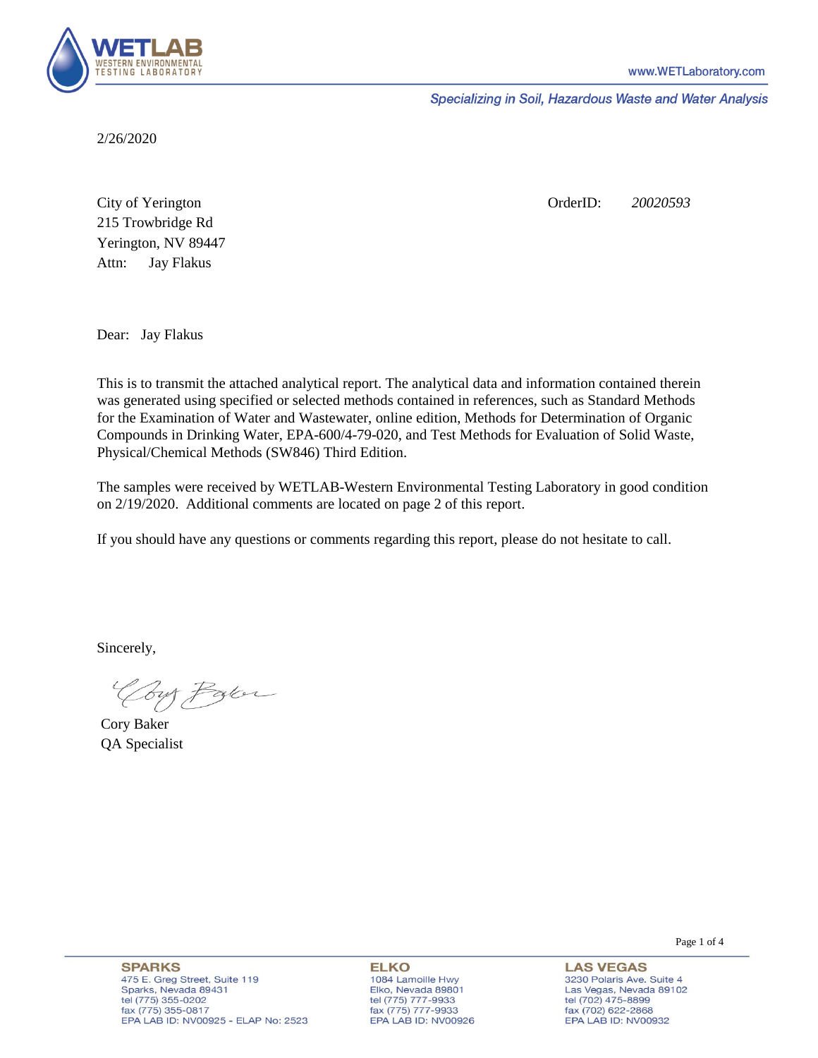2/26/2020

City of Yerington
215 Trowbridge Rd
Yerington, NV 89447
Attn: Jay Flakus

OrderID: *20020593*

Dear: Jay Flakus

This is to transmit the attached analytical report. The analytical data and information contained therein was generated using specified or selected methods contained in references, such as Standard Methods for the Examination of Water and Wastewater, online edition, Methods for Determination of Organic Compounds in Drinking Water, EPA-600/4-79-020, and Test Methods for Evaluation of Solid Waste, Physical/Chemical Methods (SW846) Third Edition.

The samples were received by WETLAB-Western Environmental Testing Laboratory in good condition on 2/19/2020. Additional comments are located on page 2 of this report.

If you should have any questions or comments regarding this report, please do not hesitate to call.

Sincerely,

Cory Baker
QA Specialist

**SPARKS**
475 E. Greg Street, Suite 119
Sparks, Nevada 89431
tel (775) 355-0202
fax (775) 355-0817
EPA LAB ID: NV00925 - ELAP No: 2523

**ELKO**
1084 Lamoille Hwy
Elko, Nevada 89801
tel (775) 777-9933
fax (775) 777-9933
EPA LAB ID: NV00926

**LAS VEGAS**
3230 Polaris Ave. Suite 4
Las Vegas, Nevada 89102
tel (702) 475-8899
fax (702) 622-2868
EPA LAB ID: NV00932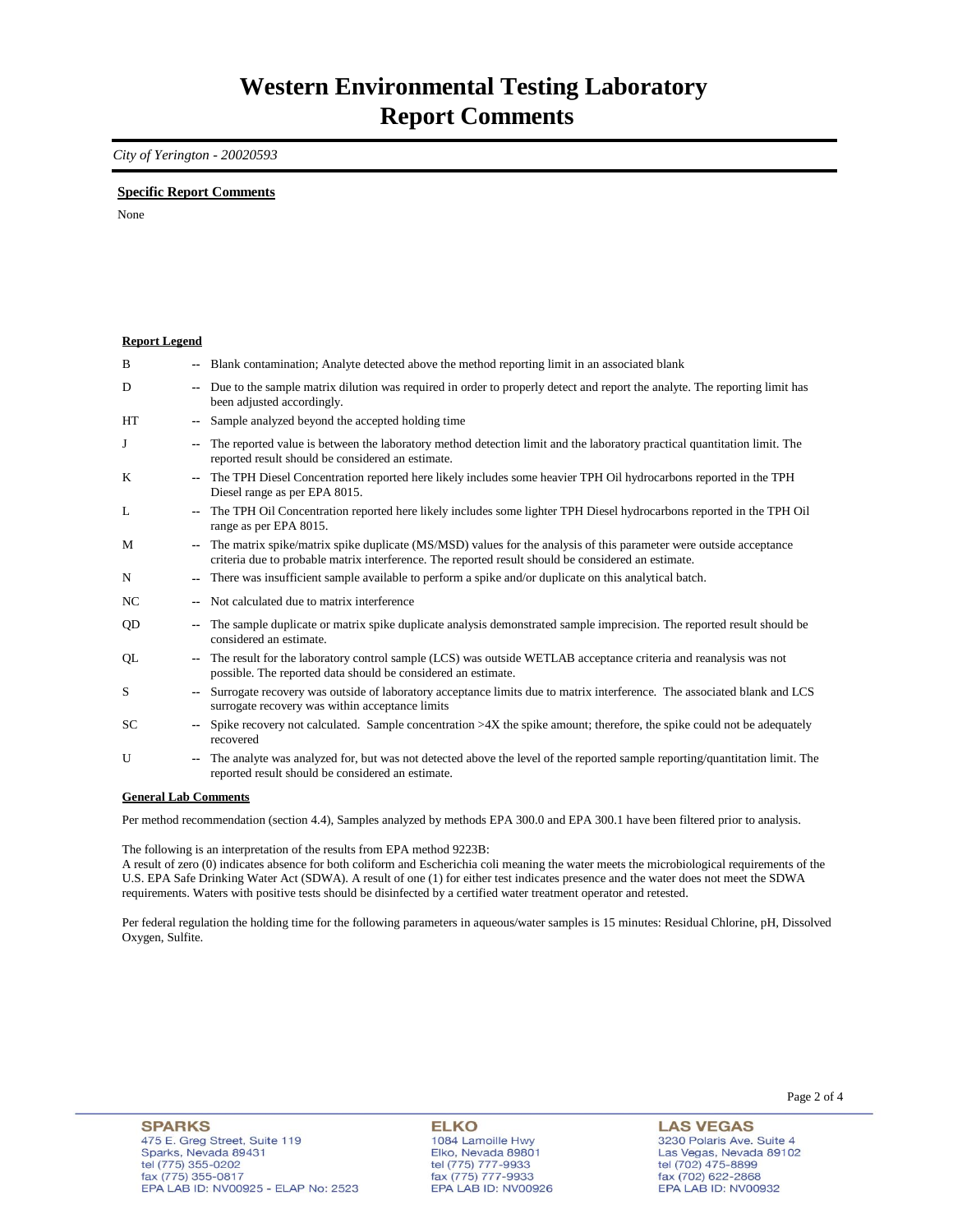# Western Environmental Testing Laboratory
# Report Comments

*City of Yerington - 20020593*

**Specific Report Comments**

None

**Report Legend**

| | | |
|---|---|---|
| B | -- | Blank contamination; Analyte detected above the method reporting limit in an associated blank |
| D | -- | Due to the sample matrix dilution was required in order to properly detect and report the analyte. The reporting limit has been adjusted accordingly. |
| HT | -- | Sample analyzed beyond the accepted holding time |
| J | -- | The reported value is between the laboratory method detection limit and the laboratory practical quantitation limit. The reported result should be considered an estimate. |
| K | -- | The TPH Diesel Concentration reported here likely includes some heavier TPH Oil hydrocarbons reported in the TPH Diesel range as per EPA 8015. |
| L | -- | The TPH Oil Concentration reported here likely includes some lighter TPH Diesel hydrocarbons reported in the TPH Oil range as per EPA 8015. |
| M | -- | The matrix spike/matrix spike duplicate (MS/MSD) values for the analysis of this parameter were outside acceptance criteria due to probable matrix interference. The reported result should be considered an estimate. |
| N | -- | There was insufficient sample available to perform a spike and/or duplicate on this analytical batch. |
| NC | -- | Not calculated due to matrix interference |
| QD | -- | The sample duplicate or matrix spike duplicate analysis demonstrated sample imprecision. The reported result should be considered an estimate. |
| QL | -- | The result for the laboratory control sample (LCS) was outside WETLAB acceptance criteria and reanalysis was not possible. The reported data should be considered an estimate. |
| S | -- | Surrogate recovery was outside of laboratory acceptance limits due to matrix interference. The associated blank and LCS surrogate recovery was within acceptance limits |
| SC | -- | Spike recovery not calculated. Sample concentration >4X the spike amount; therefore, the spike could not be adequately recovered |
| U | -- | The analyte was analyzed for, but was not detected above the level of the reported sample reporting/quantitation limit. The reported result should be considered an estimate. |

**General Lab Comments**

Per method recommendation (section 4.4), Samples analyzed by methods EPA 300.0 and EPA 300.1 have been filtered prior to analysis.

The following is an interpretation of the results from EPA method 9223B:
A result of zero (0) indicates absence for both coliform and Escherichia coli meaning the water meets the microbiological requirements of the U.S. EPA Safe Drinking Water Act (SDWA). A result of one (1) for either test indicates presence and the water does not meet the SDWA requirements. Waters with positive tests should be disinfected by a certified water treatment operator and retested.

Per federal regulation the holding time for the following parameters in aqueous/water samples is 15 minutes: Residual Chlorine, pH, Dissolved Oxygen, Sulfite.

**SPARKS**
475 E. Greg Street, Suite 119
Sparks, Nevada 89431
tel (775) 355-0202
fax (775) 355-0817
EPA LAB ID: NV00925 - ELAP No: 2523

**ELKO**
1084 Lamoille Hwy
Elko, Nevada 89801
tel (775) 777-9933
fax (775) 777-9933
EPA LAB ID: NV00926

**LAS VEGAS**
3230 Polaris Ave. Suite 4
Las Vegas, Nevada 89102
tel (702) 475-8899
fax (702) 622-2868
EPA LAB ID: NV00932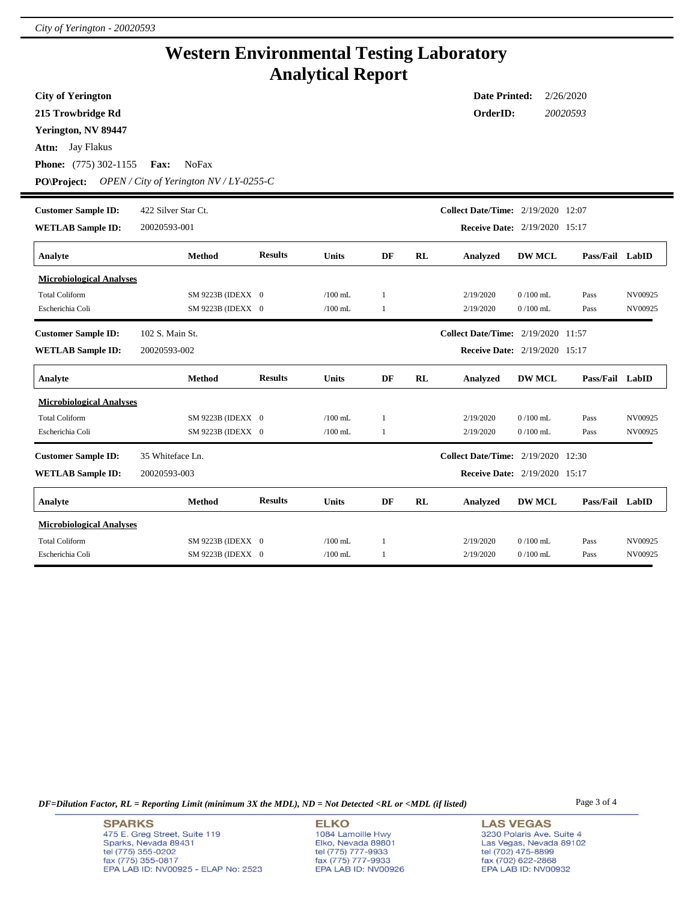# Western Environmental Testing Laboratory
# Analytical Report

**City of Yerington**
**215 Trowbridge Rd**
**Yerington, NV 89447**
**Attn:** Jay Flakus
**Phone:** (775) 302-1155 **Fax:** NoFax
**PO\Project:** *OPEN / City of Yerington NV / LY-0255-C*

**Date Printed:** 2/26/2020
**OrderID:** *20020593*

---

**Customer Sample ID:** 422 Silver Star Ct.
**WETLAB Sample ID:** 20020593-001
**Collect Date/Time:** 2/19/2020 12:07
**Receive Date:** 2/19/2020 15:17

| Analyte | Method | Results | Units | DF | RL | Analyzed | DW MCL | Pass/Fail | LabID |
|---|---|---|---|---|---|---|---|---|---|
| **Microbiological Analyses** | | | | | | | | | |
| Total Coliform | SM 9223B (IDEXX | 0 | /100 mL | 1 | | 2/19/2020 | 0 /100 mL | Pass | NV00925 |
| Escherichia Coli | SM 9223B (IDEXX | 0 | /100 mL | 1 | | 2/19/2020 | 0 /100 mL | Pass | NV00925 |

**Customer Sample ID:** 102 S. Main St.
**WETLAB Sample ID:** 20020593-002
**Collect Date/Time:** 2/19/2020 11:57
**Receive Date:** 2/19/2020 15:17

| Analyte | Method | Results | Units | DF | RL | Analyzed | DW MCL | Pass/Fail | LabID |
|---|---|---|---|---|---|---|---|---|---|
| **Microbiological Analyses** | | | | | | | | | |
| Total Coliform | SM 9223B (IDEXX | 0 | /100 mL | 1 | | 2/19/2020 | 0 /100 mL | Pass | NV00925 |
| Escherichia Coli | SM 9223B (IDEXX | 0 | /100 mL | 1 | | 2/19/2020 | 0 /100 mL | Pass | NV00925 |

**Customer Sample ID:** 35 Whiteface Ln.
**WETLAB Sample ID:** 20020593-003
**Collect Date/Time:** 2/19/2020 12:30
**Receive Date:** 2/19/2020 15:17

| Analyte | Method | Results | Units | DF | RL | Analyzed | DW MCL | Pass/Fail | LabID |
|---|---|---|---|---|---|---|---|---|---|
| **Microbiological Analyses** | | | | | | | | | |
| Total Coliform | SM 9223B (IDEXX | 0 | /100 mL | 1 | | 2/19/2020 | 0 /100 mL | Pass | NV00925 |
| Escherichia Coli | SM 9223B (IDEXX | 0 | /100 mL | 1 | | 2/19/2020 | 0 /100 mL | Pass | NV00925 |

*DF=Dilution Factor, RL = Reporting Limit (minimum 3X the MDL), ND = Not Detected <RL or <MDL (if listed)*

**SPARKS**
475 E. Greg Street, Suite 119
Sparks, Nevada 89431
tel (775) 355-0202
fax (775) 355-0817
EPA LAB ID: NV00925 - ELAP No: 2523

**ELKO**
1084 Lamoille Hwy
Elko, Nevada 89801
tel (775) 777-9933
fax (775) 777-9933
EPA LAB ID: NV00926

**LAS VEGAS**
3230 Polaris Ave. Suite 4
Las Vegas, Nevada 89102
tel (702) 475-8899
fax (702) 622-2868
EPA LAB ID: NV00932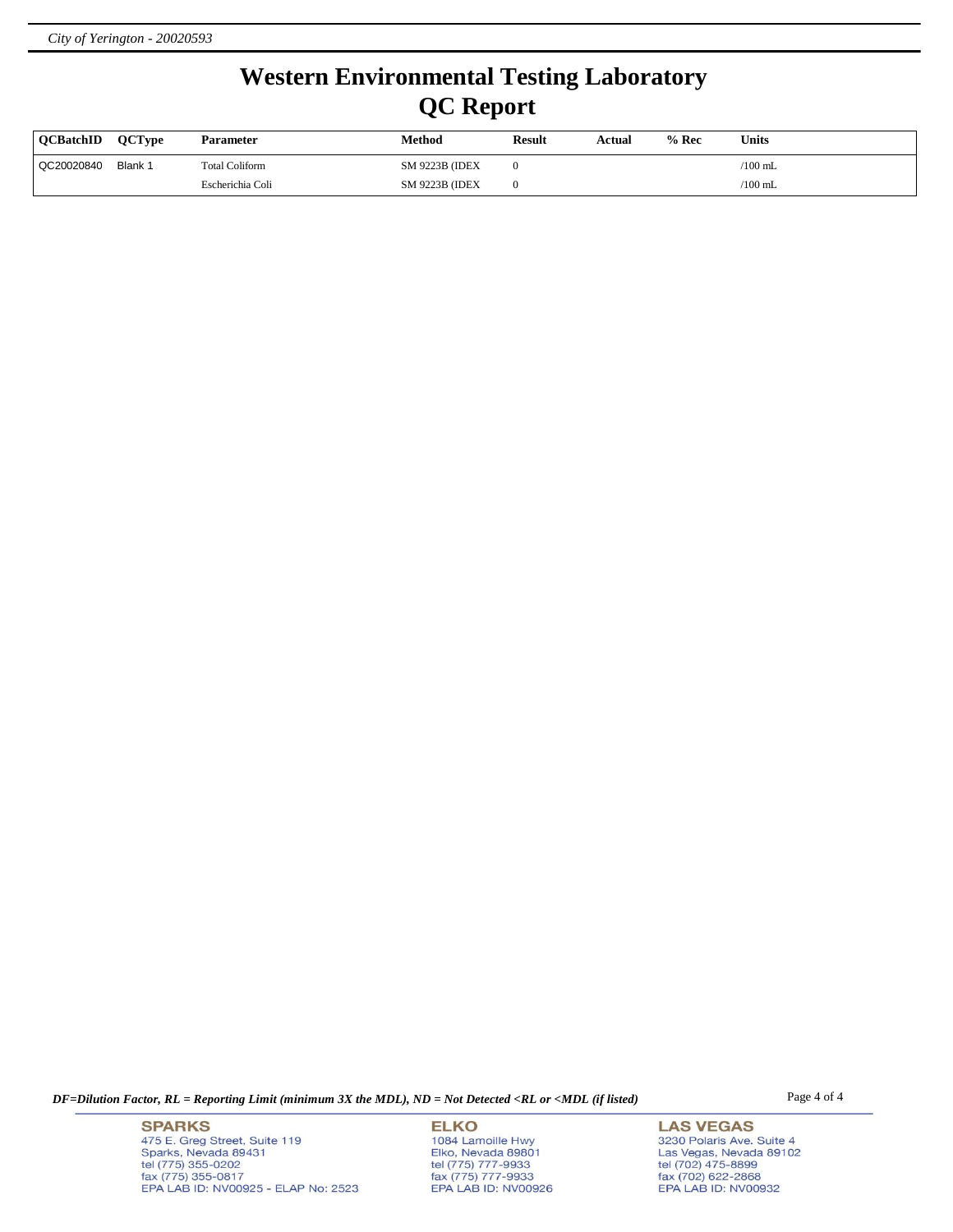# Western Environmental Testing Laboratory
# QC Report

| QCBatchID | QCType | Parameter | Method | Result | Actual | % Rec | Units |
|---|---|---|---|---|---|---|---|
| QC20020840 | Blank 1 | Total Coliform | SM 9223B (IDEX | 0 | | | /100 mL |
| | | Escherichia Coli | SM 9223B (IDEX | 0 | | | /100 mL |

*DF=Dilution Factor, RL = Reporting Limit (minimum 3X the MDL), ND = Not Detected <RL or <MDL (if listed)*

**SPARKS**
475 E. Greg Street, Suite 119
Sparks, Nevada 89431
tel (775) 355-0202
fax (775) 355-0817
EPA LAB ID: NV00925 - ELAP No: 2523

**ELKO**
1084 Lamoille Hwy
Elko, Nevada 89801
tel (775) 777-9933
fax (775) 777-9933
EPA LAB ID: NV00926

**LAS VEGAS**
3230 Polaris Ave. Suite 4
Las Vegas, Nevada 89102
tel (702) 475-8899
fax (702) 622-2868
EPA LAB ID: NV00932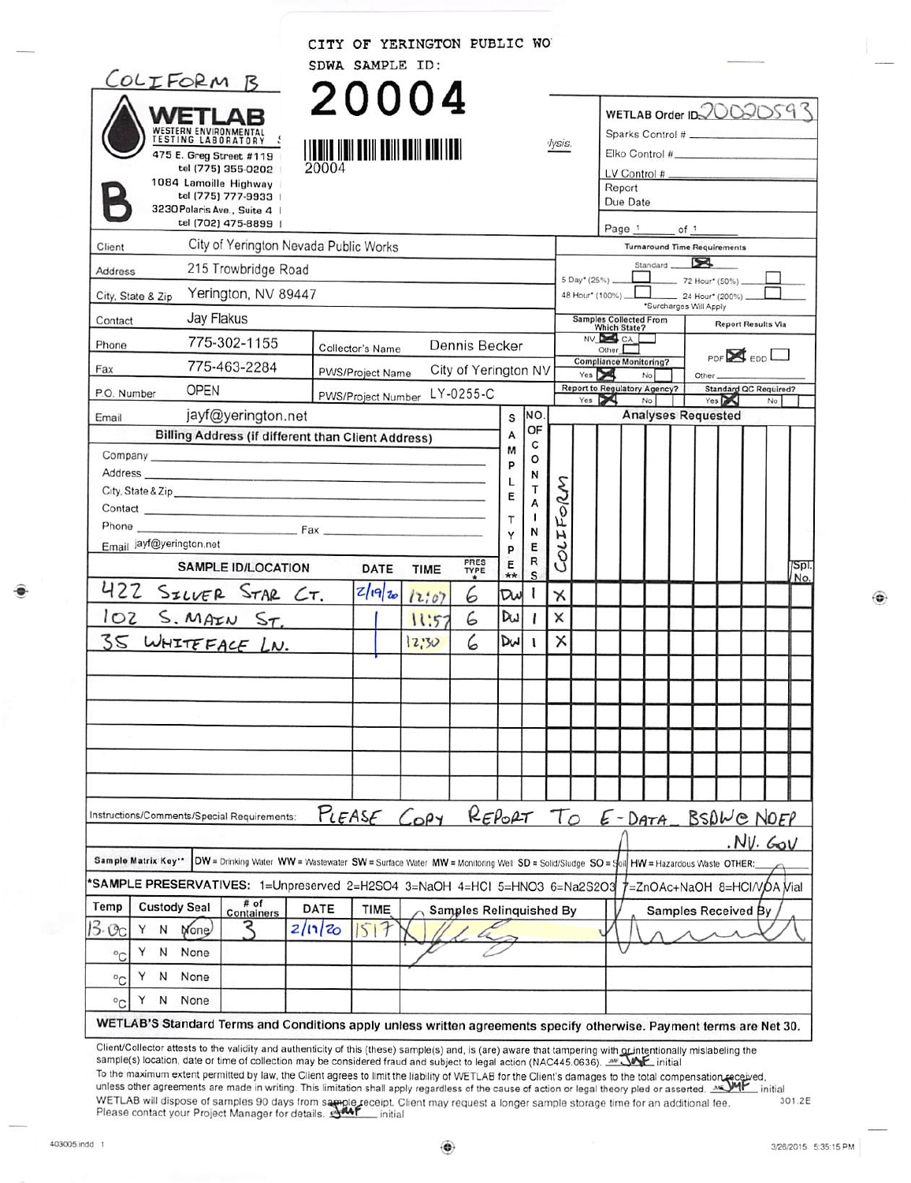CITY OF YERINGTON PUBLIC WO

SDWA SAMPLE ID:

COLIFORM B

# 20004

20004

**WETLAB**
WESTERN ENVIRONMENTAL TESTING LABORATORY

475 E. Greg Street #119
tel (775) 355-0202
1084 Lamoille Highway
tel (775) 777-9933
3230 Polaris Ave., Suite 4
tel (702) 475-8899

B

WETLAB Order ID: 20020593
Sparks Control #
Elko Control #
LV Control #
Report Due Date
Page 1 of 1

| | |
|---|---|
| Client | City of Yerington Nevada Public Works |
| Address | 215 Trowbridge Road |
| City, State & Zip | Yerington, NV 89447 |
| Contact | Jay Flakus |
| Phone | 775-302-1155 |
| Fax | 775-463-2284 |
| P.O. Number | OPEN |
| Email | jayf@yerington.net |
| Collector's Name | Dennis Becker |
| PWS/Project Name | City of Yerington NV |
| PWS/Project Number | LY-0255-C |

**Turnaround Time Requirements**
Standard [X]
5 Day* (25%) [ ] 72 Hour* (50%) [ ]
48 Hour* (100%) [ ] 24 Hour* (200%) [ ]
*Surcharges Will Apply

Samples Collected From Which State? NV [X] CA [ ] Other [ ]
Report Results Via: PDF [X] EDD [ ] Other
Compliance Monitoring? Yes [X] No [ ]
Report to Regulatory Agency? Yes [X] No [ ]
Standard QC Required? Yes [X] No [ ]

**Billing Address (if different than Client Address)**
Company
Address
City, State & Zip
Contact
Phone Fax
Email jayf@yerington.net

**Analyses Requested**

| SAMPLE ID/LOCATION | DATE | TIME | PRES TYPE* | SAMPLE TYPE** | NO. OF CONTAINERS | COLIFORM | Spl. No. |
|---|---|---|---|---|---|---|---|
| 422 SILVER STAR CT. | 2/19/20 | 12:07 | 6 | DW | 1 | X | |
| 102 S. MAIN ST. | | 11:57 | 6 | DW | 1 | X | |
| 35 WHITEFACE LN. | | 12:30 | 6 | DW | 1 | X | |

Instructions/Comments/Special Requirements: PLEASE COPY REPORT TO E-DATA_BSDW@NDEP.NV.GOV

**Sample Matrix Key**** DW = Drinking Water WW = Wastewater SW = Surface Water MW = Monitoring Well SD = Solid/Sludge SO = Soil HW = Hazardous Waste OTHER:

***SAMPLE PRESERVATIVES:** 1=Unpreserved 2=H2SO4 3=NaOH 4=HCl 5=HNO3 6=Na2S2O3 7=ZnOAc+NaOH 8=HCl/VOA Vial

| Temp | Custody Seal | # of Containers | DATE | TIME | Samples Relinquished By | Samples Received By |
|---|---|---|---|---|---|---|
| 13.0 °C | Y N None | 3 | 2/19/20 | 1517 | [signature] | [signature] |
| °C | Y N None | | | | | |
| °C | Y N None | | | | | |
| °C | Y N None | | | | | |

**WETLAB'S Standard Terms and Conditions apply unless written agreements specify otherwise. Payment terms are Net 30.**

Client/Collector attests to the validity and authenticity of this (these) sample(s) and, is (are) aware that tampering with or intentionally mislabeling the sample(s) location, date or time of collection may be considered fraud and subject to legal action (NAC445.0636). JMF initial

To the maximum extent permitted by law, the Client agrees to limit the liability of WETLAB for the Client's damages to the total compensation received, unless other agreements are made in writing. This limitation shall apply regardless of the cause of action or legal theory pled or asserted. JMF initial

WETLAB will dispose of samples 90 days from sample receipt. Client may request a longer sample storage time for an additional fee. Please contact your Project Manager for details. JMF initial

301.2E